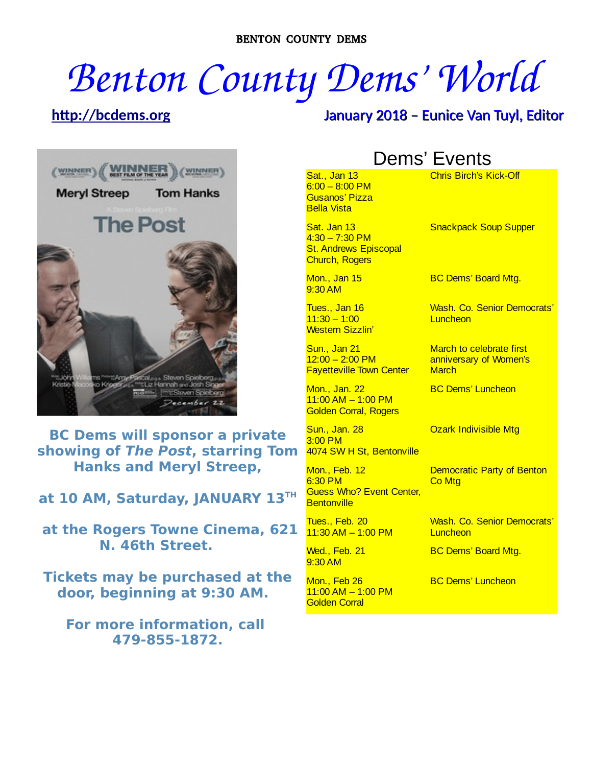BENTON COUNTY DEMS

# Benton County Dems' World

http://bcdems.org — January 2018 – Eunice Van Tuyl, Editor

**BC Dems will sponsor a private showing of *The Post*, starring Tom Hanks and Meryl Streep,**

**at 10 AM, Saturday, JANUARY 13TH**

**at the Rogers Towne Cinema, 621 N. 46th Street.**

**Tickets may be purchased at the door, beginning at 9:30 AM.**

**For more information, call 479-855-1872.**

## Dems' Events

| Date / Time / Place | Event |
|---|---|
| Sat., Jan 13<br>6:00 – 8:00 PM<br>Gusanos' Pizza<br>Bella Vista | Chris Birch's Kick-Off |
| Sat. Jan 13<br>4:30 – 7:30 PM<br>St. Andrews Episcopal Church, Rogers | Snackpack Soup Supper |
| Mon., Jan 15<br>9:30 AM | BC Dems' Board Mtg. |
| Tues., Jan 16<br>11:30 – 1:00<br>Western Sizzlin' | Wash. Co. Senior Democrats' Luncheon |
| Sun., Jan 21<br>12:00 – 2:00 PM<br>Fayetteville Town Center | March to celebrate first anniversary of Women's March |
| Mon., Jan. 22<br>11:00 AM – 1:00 PM<br>Golden Corral, Rogers | BC Dems' Luncheon |
| Sun., Jan. 28<br>3:00 PM<br>4074 SW H St, Bentonville | Ozark Indivisible Mtg |
| Mon., Feb. 12<br>6:30 PM<br>Guess Who? Event Center, Bentonville | Democratic Party of Benton Co Mtg |
| Tues., Feb. 20<br>11:30 AM – 1:00 PM | Wash. Co. Senior Democrats' Luncheon |
| Wed., Feb. 21<br>9:30 AM | BC Dems' Board Mtg. |
| Mon., Feb 26<br>11:00 AM – 1:00 PM<br>Golden Corral | BC Dems' Luncheon |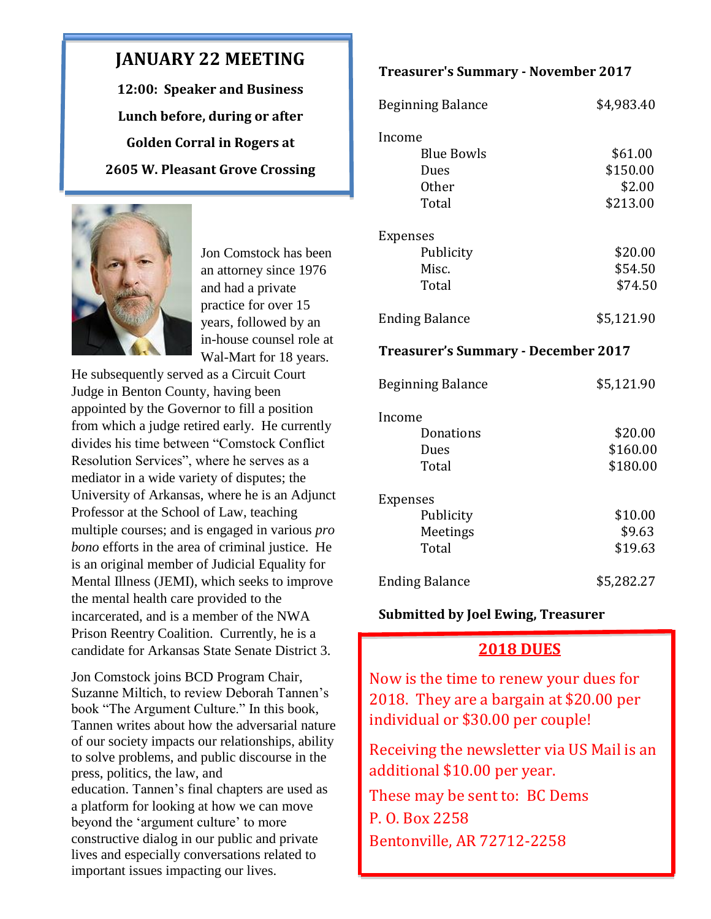## JANUARY 22 MEETING

**12:00: Speaker and Business**

**Lunch before, during or after**

**Golden Corral in Rogers at**

**2605 W. Pleasant Grove Crossing**

Jon Comstock has been an attorney since 1976 and had a private practice for over 15 years, followed by an in-house counsel role at Wal-Mart for 18 years. He subsequently served as a Circuit Court Judge in Benton County, having been appointed by the Governor to fill a position from which a judge retired early. He currently divides his time between "Comstock Conflict Resolution Services", where he serves as a mediator in a wide variety of disputes; the University of Arkansas, where he is an Adjunct Professor at the School of Law, teaching multiple courses; and is engaged in various *pro bono* efforts in the area of criminal justice. He is an original member of Judicial Equality for Mental Illness (JEMI), which seeks to improve the mental health care provided to the incarcerated, and is a member of the NWA Prison Reentry Coalition. Currently, he is a candidate for Arkansas State Senate District 3.

Jon Comstock joins BCD Program Chair, Suzanne Miltich, to review Deborah Tannen's book "The Argument Culture." In this book, Tannen writes about how the adversarial nature of our society impacts our relationships, ability to solve problems, and public discourse in the press, politics, the law, and education. Tannen's final chapters are used as a platform for looking at how we can move beyond the 'argument culture' to more constructive dialog in our public and private lives and especially conversations related to important issues impacting our lives.

**Treasurer's Summary - November 2017**

| | |
|---|---|
| Beginning Balance | $4,983.40 |
| **Income** | |
| Blue Bowls | $61.00 |
| Dues | $150.00 |
| Other | $2.00 |
| Total | $213.00 |
| **Expenses** | |
| Publicity | $20.00 |
| Misc. | $54.50 |
| Total | $74.50 |
| Ending Balance | $5,121.90 |

**Treasurer's Summary - December 2017**

| | |
|---|---|
| Beginning Balance | $5,121.90 |
| **Income** | |
| Donations | $20.00 |
| Dues | $160.00 |
| Total | $180.00 |
| **Expenses** | |
| Publicity | $10.00 |
| Meetings | $9.63 |
| Total | $19.63 |
| Ending Balance | $5,282.27 |

**Submitted by Joel Ewing, Treasurer**

## 2018 DUES

Now is the time to renew your dues for 2018. They are a bargain at $20.00 per individual or $30.00 per couple!

Receiving the newsletter via US Mail is an additional $10.00 per year.

These may be sent to: BC Dems
P. O. Box 2258
Bentonville, AR 72712-2258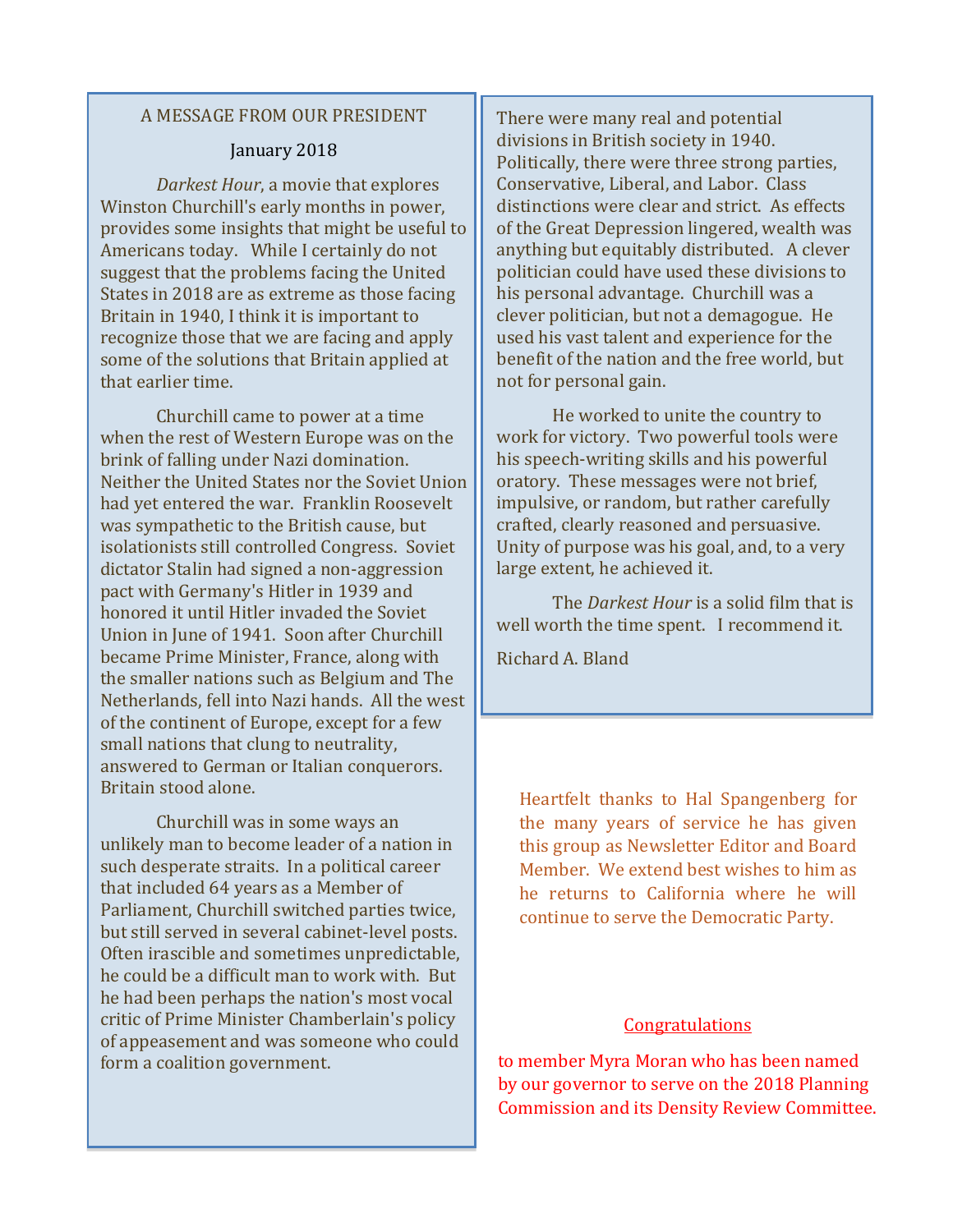## A MESSAGE FROM OUR PRESIDENT

January 2018

*Darkest Hour*, a movie that explores Winston Churchill's early months in power, provides some insights that might be useful to Americans today. While I certainly do not suggest that the problems facing the United States in 2018 are as extreme as those facing Britain in 1940, I think it is important to recognize those that we are facing and apply some of the solutions that Britain applied at that earlier time.

Churchill came to power at a time when the rest of Western Europe was on the brink of falling under Nazi domination. Neither the United States nor the Soviet Union had yet entered the war. Franklin Roosevelt was sympathetic to the British cause, but isolationists still controlled Congress. Soviet dictator Stalin had signed a non-aggression pact with Germany's Hitler in 1939 and honored it until Hitler invaded the Soviet Union in June of 1941. Soon after Churchill became Prime Minister, France, along with the smaller nations such as Belgium and The Netherlands, fell into Nazi hands. All the west of the continent of Europe, except for a few small nations that clung to neutrality, answered to German or Italian conquerors. Britain stood alone.

Churchill was in some ways an unlikely man to become leader of a nation in such desperate straits. In a political career that included 64 years as a Member of Parliament, Churchill switched parties twice, but still served in several cabinet-level posts. Often irascible and sometimes unpredictable, he could be a difficult man to work with. But he had been perhaps the nation's most vocal critic of Prime Minister Chamberlain's policy of appeasement and was someone who could form a coalition government.

There were many real and potential divisions in British society in 1940. Politically, there were three strong parties, Conservative, Liberal, and Labor. Class distinctions were clear and strict. As effects of the Great Depression lingered, wealth was anything but equitably distributed. A clever politician could have used these divisions to his personal advantage. Churchill was a clever politician, but not a demagogue. He used his vast talent and experience for the benefit of the nation and the free world, but not for personal gain.

He worked to unite the country to work for victory. Two powerful tools were his speech-writing skills and his powerful oratory. These messages were not brief, impulsive, or random, but rather carefully crafted, clearly reasoned and persuasive. Unity of purpose was his goal, and, to a very large extent, he achieved it.

The *Darkest Hour* is a solid film that is well worth the time spent. I recommend it.

Richard A. Bland

Heartfelt thanks to Hal Spangenberg for the many years of service he has given this group as Newsletter Editor and Board Member. We extend best wishes to him as he returns to California where he will continue to serve the Democratic Party.

Congratulations

to member Myra Moran who has been named by our governor to serve on the 2018 Planning Commission and its Density Review Committee.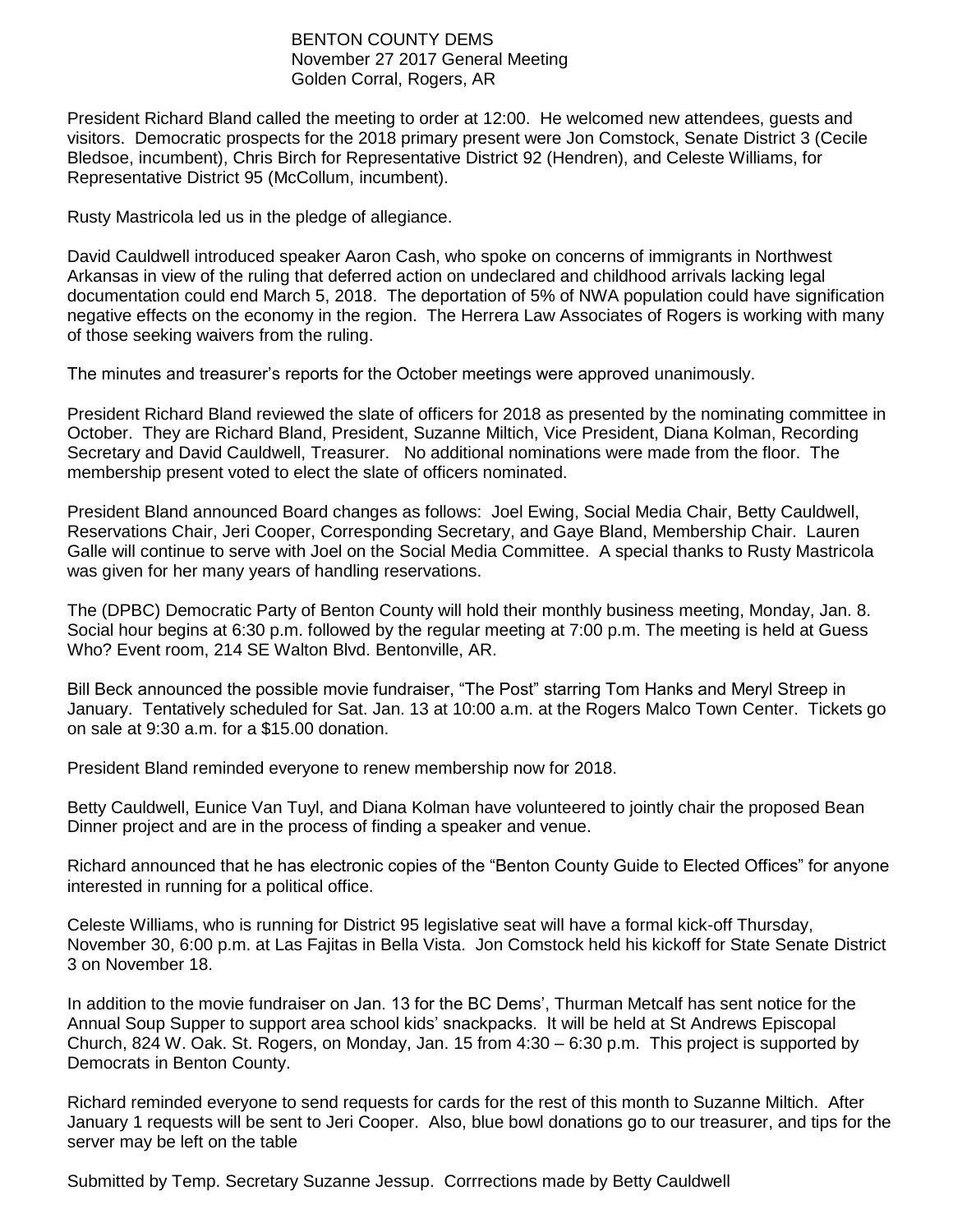BENTON COUNTY DEMS
November 27 2017 General Meeting
Golden Corral, Rogers, AR

President Richard Bland called the meeting to order at 12:00. He welcomed new attendees, guests and visitors. Democratic prospects for the 2018 primary present were Jon Comstock, Senate District 3 (Cecile Bledsoe, incumbent), Chris Birch for Representative District 92 (Hendren), and Celeste Williams, for Representative District 95 (McCollum, incumbent).

Rusty Mastricola led us in the pledge of allegiance.

David Cauldwell introduced speaker Aaron Cash, who spoke on concerns of immigrants in Northwest Arkansas in view of the ruling that deferred action on undeclared and childhood arrivals lacking legal documentation could end March 5, 2018. The deportation of 5% of NWA population could have signification negative effects on the economy in the region. The Herrera Law Associates of Rogers is working with many of those seeking waivers from the ruling.

The minutes and treasurer's reports for the October meetings were approved unanimously.

President Richard Bland reviewed the slate of officers for 2018 as presented by the nominating committee in October. They are Richard Bland, President, Suzanne Miltich, Vice President, Diana Kolman, Recording Secretary and David Cauldwell, Treasurer. No additional nominations were made from the floor. The membership present voted to elect the slate of officers nominated.

President Bland announced Board changes as follows: Joel Ewing, Social Media Chair, Betty Cauldwell, Reservations Chair, Jeri Cooper, Corresponding Secretary, and Gaye Bland, Membership Chair. Lauren Galle will continue to serve with Joel on the Social Media Committee. A special thanks to Rusty Mastricola was given for her many years of handling reservations.

The (DPBC) Democratic Party of Benton County will hold their monthly business meeting, Monday, Jan. 8. Social hour begins at 6:30 p.m. followed by the regular meeting at 7:00 p.m. The meeting is held at Guess Who? Event room, 214 SE Walton Blvd. Bentonville, AR.

Bill Beck announced the possible movie fundraiser, "The Post" starring Tom Hanks and Meryl Streep in January. Tentatively scheduled for Sat. Jan. 13 at 10:00 a.m. at the Rogers Malco Town Center. Tickets go on sale at 9:30 a.m. for a $15.00 donation.

President Bland reminded everyone to renew membership now for 2018.

Betty Cauldwell, Eunice Van Tuyl, and Diana Kolman have volunteered to jointly chair the proposed Bean Dinner project and are in the process of finding a speaker and venue.

Richard announced that he has electronic copies of the "Benton County Guide to Elected Offices" for anyone interested in running for a political office.

Celeste Williams, who is running for District 95 legislative seat will have a formal kick-off Thursday, November 30, 6:00 p.m. at Las Fajitas in Bella Vista. Jon Comstock held his kickoff for State Senate District 3 on November 18.

In addition to the movie fundraiser on Jan. 13 for the BC Dems', Thurman Metcalf has sent notice for the Annual Soup Supper to support area school kids' snackpacks. It will be held at St Andrews Episcopal Church, 824 W. Oak. St. Rogers, on Monday, Jan. 15 from 4:30 – 6:30 p.m. This project is supported by Democrats in Benton County.

Richard reminded everyone to send requests for cards for the rest of this month to Suzanne Miltich. After January 1 requests will be sent to Jeri Cooper. Also, blue bowl donations go to our treasurer, and tips for the server may be left on the table

Submitted by Temp. Secretary Suzanne Jessup. Corrrections made by Betty Cauldwell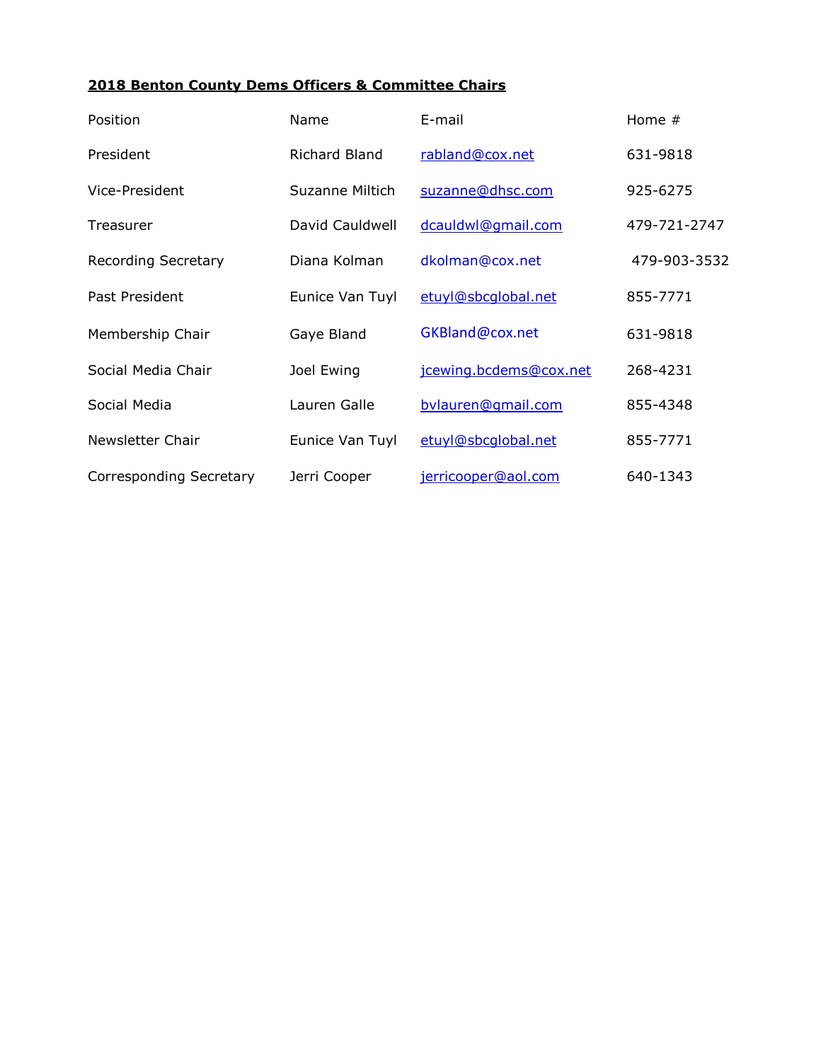**2018 Benton County Dems Officers & Committee Chairs**

| Position | Name | E-mail | Home # |
| --- | --- | --- | --- |
| President | Richard Bland | rabland@cox.net | 631-9818 |
| Vice-President | Suzanne Miltich | suzanne@dhsc.com | 925-6275 |
| Treasurer | David Cauldwell | dcauldwl@gmail.com | 479-721-2747 |
| Recording Secretary | Diana Kolman | dkolman@cox.net | 479-903-3532 |
| Past President | Eunice Van Tuyl | etuyl@sbcglobal.net | 855-7771 |
| Membership Chair | Gaye Bland | GKBland@cox.net | 631-9818 |
| Social Media Chair | Joel Ewing | jcewing.bcdems@cox.net | 268-4231 |
| Social Media | Lauren Galle | bvlauren@gmail.com | 855-4348 |
| Newsletter Chair | Eunice Van Tuyl | etuyl@sbcglobal.net | 855-7771 |
| Corresponding Secretary | Jerri Cooper | jerricooper@aol.com | 640-1343 |